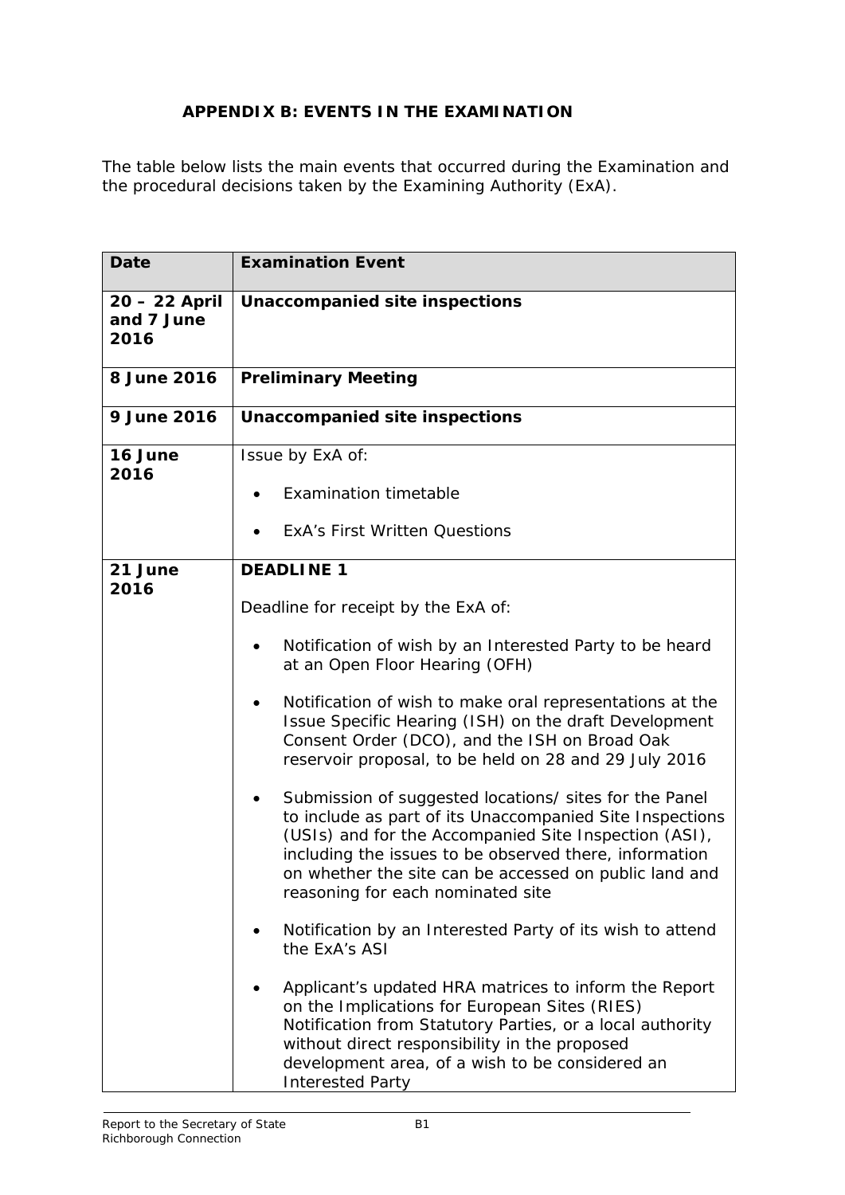## APPENDIX B: EVENTS IN THE EXAMINATION

The table below lists the main events that occurred during the Examination and the procedural decisions taken by the Examining Authority (ExA).

| Date | Examination Event |
|---|---|
| **20 – 22 April and 7 June 2016** | **Unaccompanied site inspections** |
| **8 June 2016** | **Preliminary Meeting** |
| **9 June 2016** | **Unaccompanied site inspections** |
| **16 June 2016** | Issue by ExA of:<br>• Examination timetable<br>• ExA's First Written Questions |
| **21 June 2016** | **DEADLINE 1**<br>Deadline for receipt by the ExA of:<br>• Notification of wish by an Interested Party to be heard at an Open Floor Hearing (OFH)<br>• Notification of wish to make oral representations at the Issue Specific Hearing (ISH) on the draft Development Consent Order (DCO), and the ISH on Broad Oak reservoir proposal, to be held on 28 and 29 July 2016<br>• Submission of suggested locations/ sites for the Panel to include as part of its Unaccompanied Site Inspections (USIs) and for the Accompanied Site Inspection (ASI), including the issues to be observed there, information on whether the site can be accessed on public land and reasoning for each nominated site<br>• Notification by an Interested Party of its wish to attend the ExA's ASI<br>• Applicant's updated HRA matrices to inform the Report on the Implications for European Sites (RIES) Notification from Statutory Parties, or a local authority without direct responsibility in the proposed development area, of a wish to be considered an Interested Party |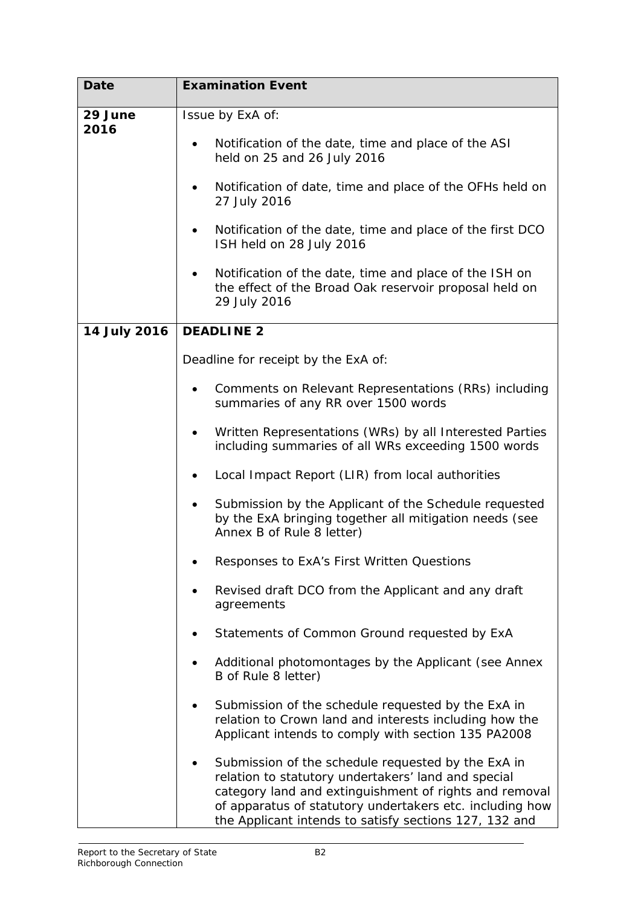| Date | Examination Event |
|---|---|
| **29 June 2016** | Issue by ExA of:<br><br>• Notification of the date, time and place of the ASI held on 25 and 26 July 2016<br><br>• Notification of date, time and place of the OFHs held on 27 July 2016<br><br>• Notification of the date, time and place of the first DCO ISH held on 28 July 2016<br><br>• Notification of the date, time and place of the ISH on the effect of the Broad Oak reservoir proposal held on 29 July 2016 |
| **14 July 2016** | **DEADLINE 2**<br><br>Deadline for receipt by the ExA of:<br><br>• Comments on Relevant Representations (RRs) including summaries of any RR over 1500 words<br><br>• Written Representations (WRs) by all Interested Parties including summaries of all WRs exceeding 1500 words<br><br>• Local Impact Report (LIR) from local authorities<br><br>• Submission by the Applicant of the Schedule requested by the ExA bringing together all mitigation needs (see Annex B of Rule 8 letter)<br><br>• Responses to ExA's First Written Questions<br><br>• Revised draft DCO from the Applicant and any draft agreements<br><br>• Statements of Common Ground requested by ExA<br><br>• Additional photomontages by the Applicant (see Annex B of Rule 8 letter)<br><br>• Submission of the schedule requested by the ExA in relation to Crown land and interests including how the Applicant intends to comply with section 135 PA2008<br><br>• Submission of the schedule requested by the ExA in relation to statutory undertakers' land and special category land and extinguishment of rights and removal of apparatus of statutory undertakers etc. including how the Applicant intends to satisfy sections 127, 132 and |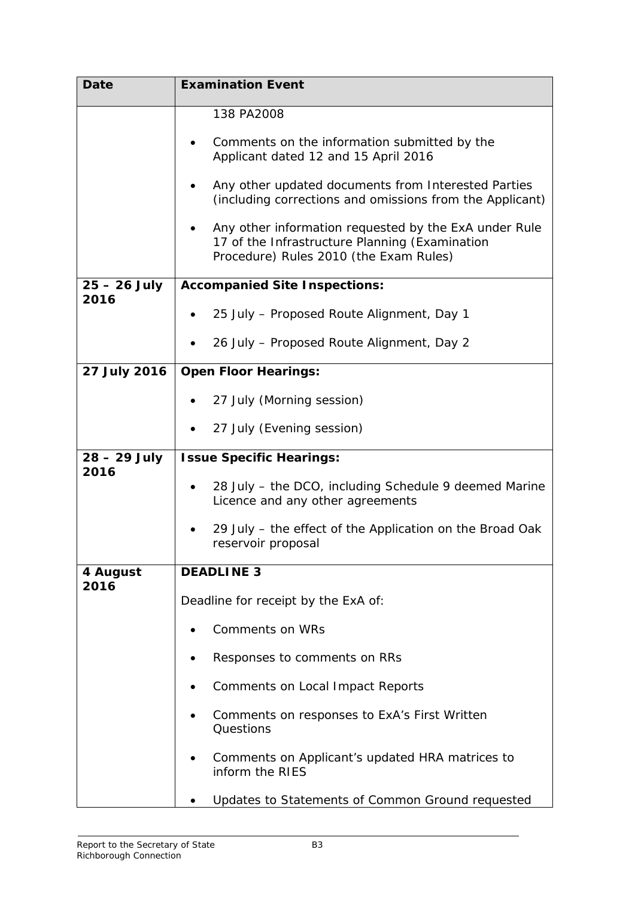| Date | Examination Event |
|---|---|
| | 138 PA2008<br><br>• Comments on the information submitted by the Applicant dated 12 and 15 April 2016<br><br>• Any other updated documents from Interested Parties (including corrections and omissions from the Applicant)<br><br>• Any other information requested by the ExA under Rule 17 of the Infrastructure Planning (Examination Procedure) Rules 2010 (the Exam Rules) |
| **25 – 26 July 2016** | **Accompanied Site Inspections:**<br><br>• 25 July – Proposed Route Alignment, Day 1<br><br>• 26 July – Proposed Route Alignment, Day 2 |
| **27 July 2016** | **Open Floor Hearings:**<br><br>• 27 July (Morning session)<br><br>• 27 July (Evening session) |
| **28 – 29 July 2016** | **Issue Specific Hearings:**<br><br>• 28 July – the DCO, including Schedule 9 deemed Marine Licence and any other agreements<br><br>• 29 July – the effect of the Application on the Broad Oak reservoir proposal |
| **4 August 2016** | **DEADLINE 3**<br><br>Deadline for receipt by the ExA of:<br><br>• Comments on WRs<br><br>• Responses to comments on RRs<br><br>• Comments on Local Impact Reports<br><br>• Comments on responses to ExA's First Written Questions<br><br>• Comments on Applicant's updated HRA matrices to inform the RIES<br><br>• Updates to Statements of Common Ground requested |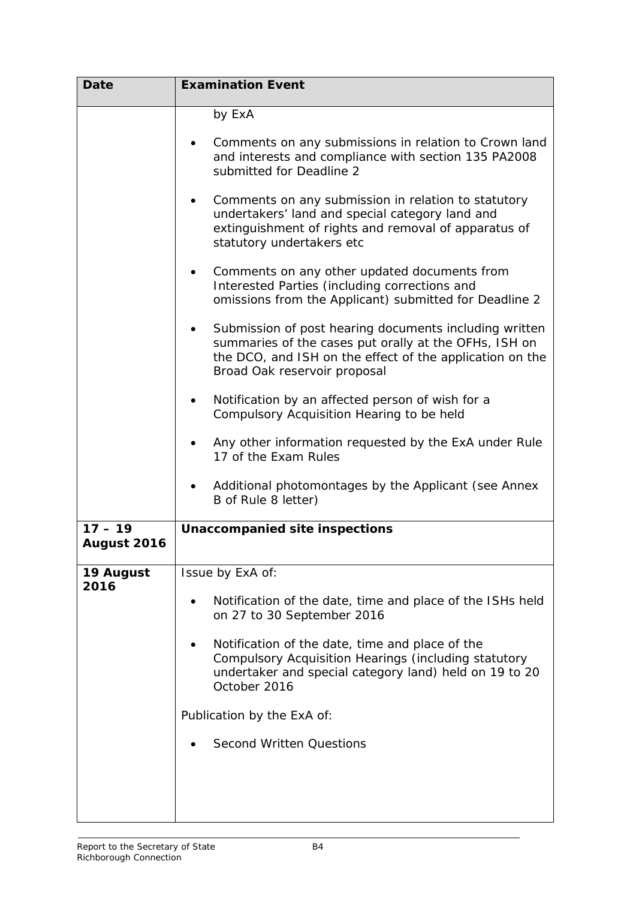| Date | Examination Event |
| --- | --- |
| | by ExA<br><br>• Comments on any submissions in relation to Crown land and interests and compliance with section 135 PA2008 submitted for Deadline 2<br><br>• Comments on any submission in relation to statutory undertakers' land and special category land and extinguishment of rights and removal of apparatus of statutory undertakers etc<br><br>• Comments on any other updated documents from Interested Parties (including corrections and omissions from the Applicant) submitted for Deadline 2<br><br>• Submission of post hearing documents including written summaries of the cases put orally at the OFHs, ISH on the DCO, and ISH on the effect of the application on the Broad Oak reservoir proposal<br><br>• Notification by an affected person of wish for a Compulsory Acquisition Hearing to be held<br><br>• Any other information requested by the ExA under Rule 17 of the Exam Rules<br><br>• Additional photomontages by the Applicant (see Annex B of Rule 8 letter) |
| **17 – 19 August 2016** | **Unaccompanied site inspections** |
| **19 August 2016** | Issue by ExA of:<br><br>• Notification of the date, time and place of the ISHs held on 27 to 30 September 2016<br><br>• Notification of the date, time and place of the Compulsory Acquisition Hearings (including statutory undertaker and special category land) held on 19 to 20 October 2016<br><br>Publication by the ExA of:<br><br>• Second Written Questions |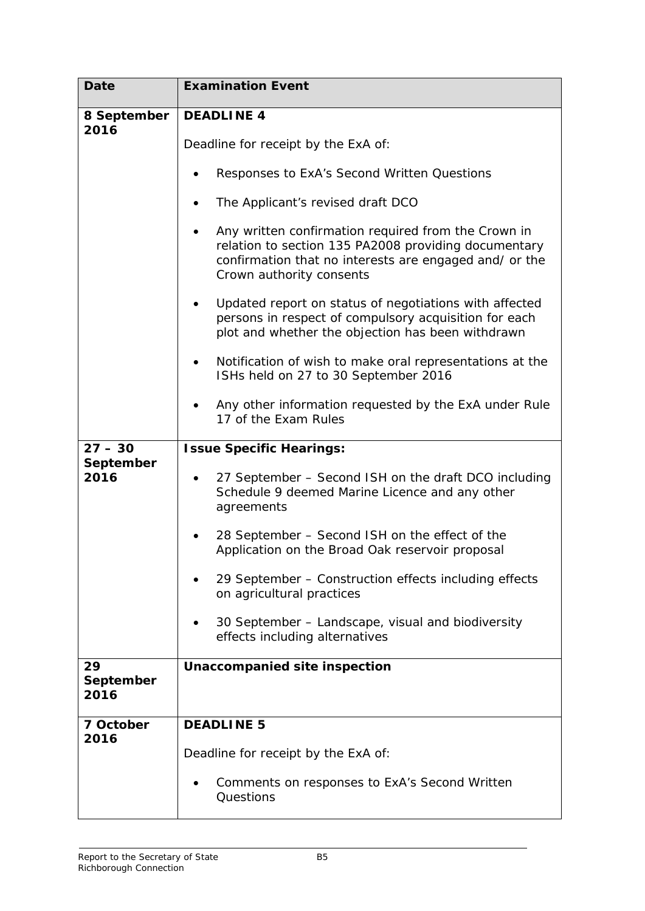| Date | Examination Event |
|---|---|
| 8 September 2016 | **DEADLINE 4**<br><br>Deadline for receipt by the ExA of:<br><br>• Responses to ExA's Second Written Questions<br>• The Applicant's revised draft DCO<br>• Any written confirmation required from the Crown in relation to section 135 PA2008 providing documentary confirmation that no interests are engaged and/ or the Crown authority consents<br>• Updated report on status of negotiations with affected persons in respect of compulsory acquisition for each plot and whether the objection has been withdrawn<br>• Notification of wish to make oral representations at the ISHs held on 27 to 30 September 2016<br>• Any other information requested by the ExA under Rule 17 of the Exam Rules |
| 27 – 30 September 2016 | **Issue Specific Hearings:**<br><br>• 27 September – Second ISH on the draft DCO including Schedule 9 deemed Marine Licence and any other agreements<br>• 28 September – Second ISH on the effect of the Application on the Broad Oak reservoir proposal<br>• 29 September – Construction effects including effects on agricultural practices<br>• 30 September – Landscape, visual and biodiversity effects including alternatives |
| 29 September 2016 | **Unaccompanied site inspection** |
| 7 October 2016 | **DEADLINE 5**<br><br>Deadline for receipt by the ExA of:<br><br>• Comments on responses to ExA's Second Written Questions |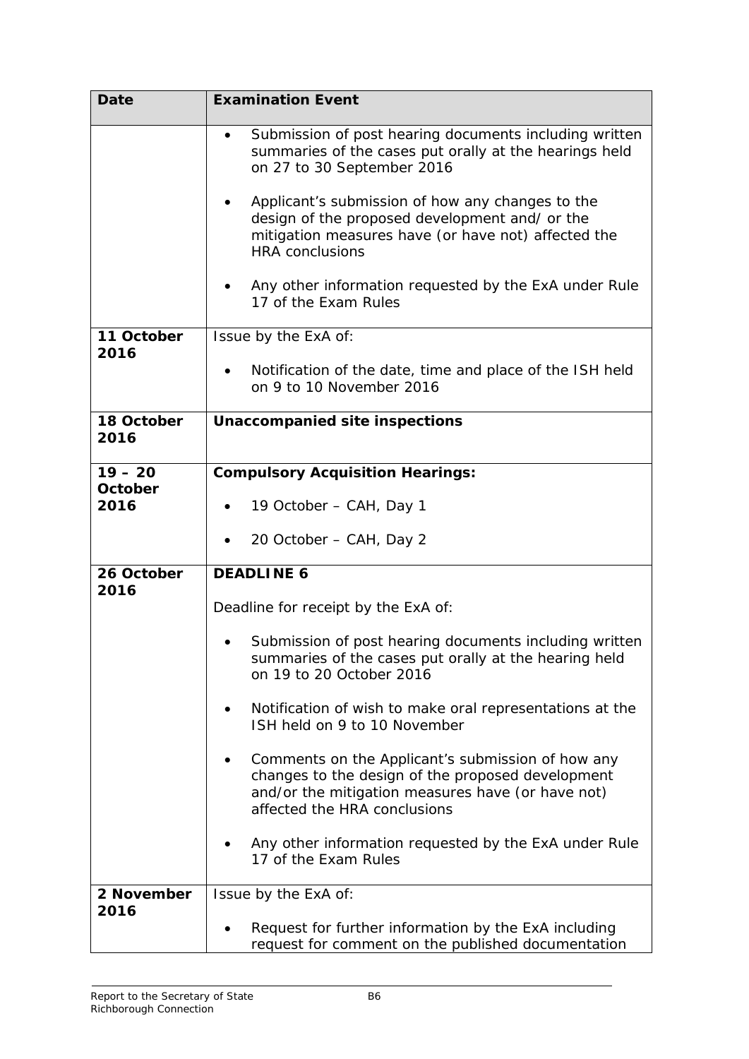| Date | Examination Event |
|---|---|
| | • Submission of post hearing documents including written summaries of the cases put orally at the hearings held on 27 to 30 September 2016<br><br>• Applicant's submission of how any changes to the design of the proposed development and/ or the mitigation measures have (or have not) affected the HRA conclusions<br><br>• Any other information requested by the ExA under Rule 17 of the Exam Rules |
| **11 October 2016** | Issue by the ExA of:<br><br>• Notification of the date, time and place of the ISH held on 9 to 10 November 2016 |
| **18 October 2016** | **Unaccompanied site inspections** |
| **19 – 20 October 2016** | **Compulsory Acquisition Hearings:**<br><br>• 19 October – CAH, Day 1<br><br>• 20 October – CAH, Day 2 |
| **26 October 2016** | **DEADLINE 6**<br><br>Deadline for receipt by the ExA of:<br><br>• Submission of post hearing documents including written summaries of the cases put orally at the hearing held on 19 to 20 October 2016<br><br>• Notification of wish to make oral representations at the ISH held on 9 to 10 November<br><br>• Comments on the Applicant's submission of how any changes to the design of the proposed development and/or the mitigation measures have (or have not) affected the HRA conclusions<br><br>• Any other information requested by the ExA under Rule 17 of the Exam Rules |
| **2 November 2016** | Issue by the ExA of:<br><br>• Request for further information by the ExA including request for comment on the published documentation |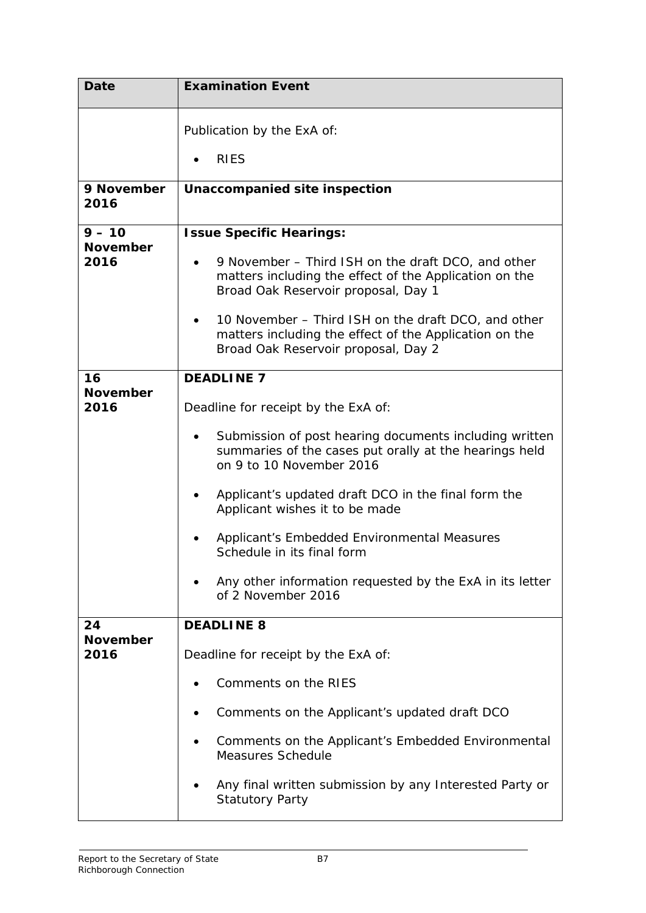| Date | Examination Event |
|---|---|
| | Publication by the ExA of:<br><br>• RIES |
| **9 November 2016** | **Unaccompanied site inspection** |
| **9 – 10 November 2016** | **Issue Specific Hearings:**<br><br>• 9 November – Third ISH on the draft DCO, and other matters including the effect of the Application on the Broad Oak Reservoir proposal, Day 1<br><br>• 10 November – Third ISH on the draft DCO, and other matters including the effect of the Application on the Broad Oak Reservoir proposal, Day 2 |
| **16 November 2016** | **DEADLINE 7**<br><br>Deadline for receipt by the ExA of:<br><br>• Submission of post hearing documents including written summaries of the cases put orally at the hearings held on 9 to 10 November 2016<br><br>• Applicant's updated draft DCO in the final form the Applicant wishes it to be made<br><br>• Applicant's Embedded Environmental Measures Schedule in its final form<br><br>• Any other information requested by the ExA in its letter of 2 November 2016 |
| **24 November 2016** | **DEADLINE 8**<br><br>Deadline for receipt by the ExA of:<br><br>• Comments on the RIES<br><br>• Comments on the Applicant's updated draft DCO<br><br>• Comments on the Applicant's Embedded Environmental Measures Schedule<br><br>• Any final written submission by any Interested Party or Statutory Party |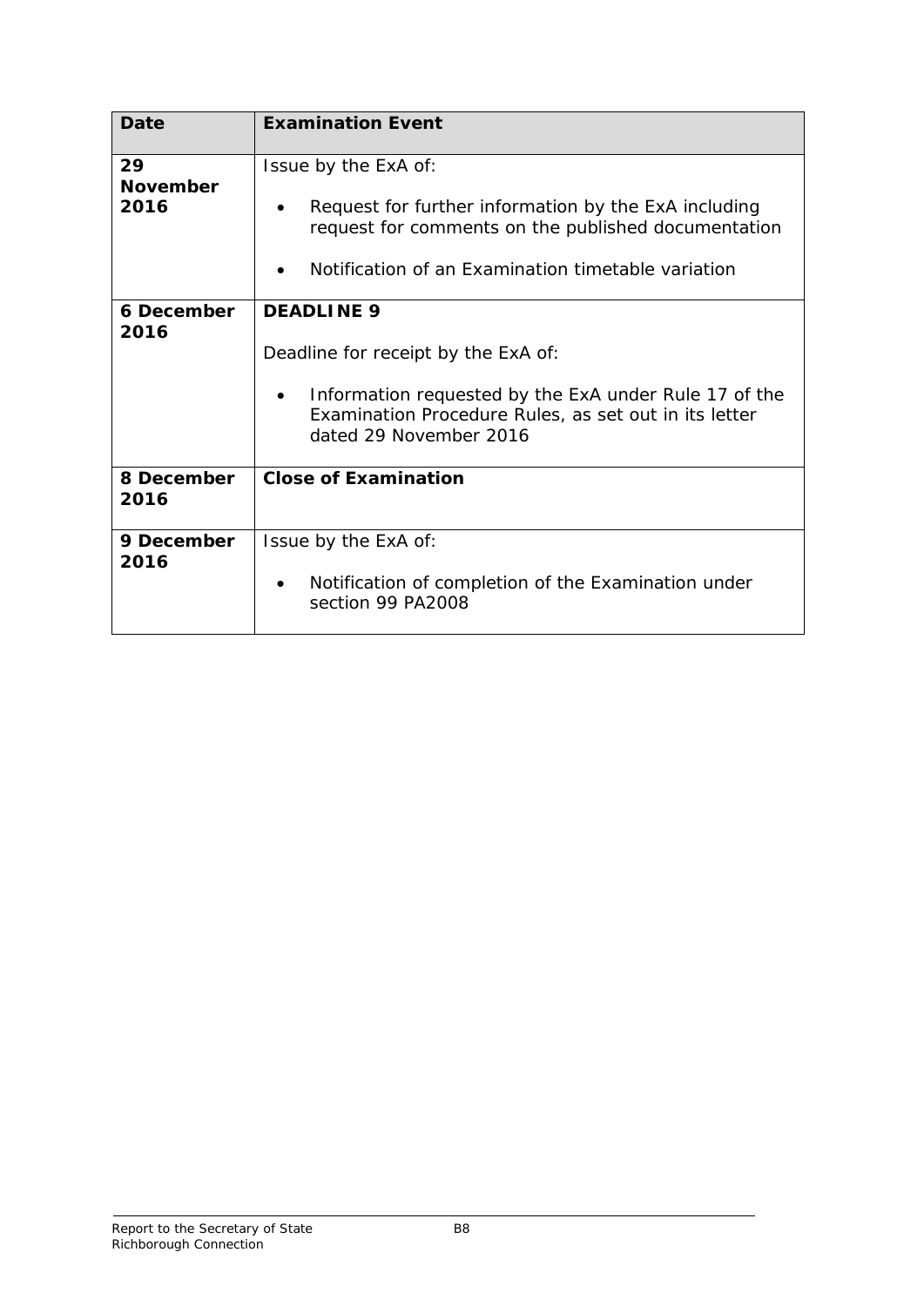| Date | Examination Event |
| --- | --- |
| **29 November 2016** | Issue by the ExA of:<br>• Request for further information by the ExA including request for comments on the published documentation<br>• Notification of an Examination timetable variation |
| **6 December 2016** | **DEADLINE 9**<br>Deadline for receipt by the ExA of:<br>• Information requested by the ExA under Rule 17 of the Examination Procedure Rules, as set out in its letter dated 29 November 2016 |
| **8 December 2016** | **Close of Examination** |
| **9 December 2016** | Issue by the ExA of:<br>• Notification of completion of the Examination under section 99 PA2008 |